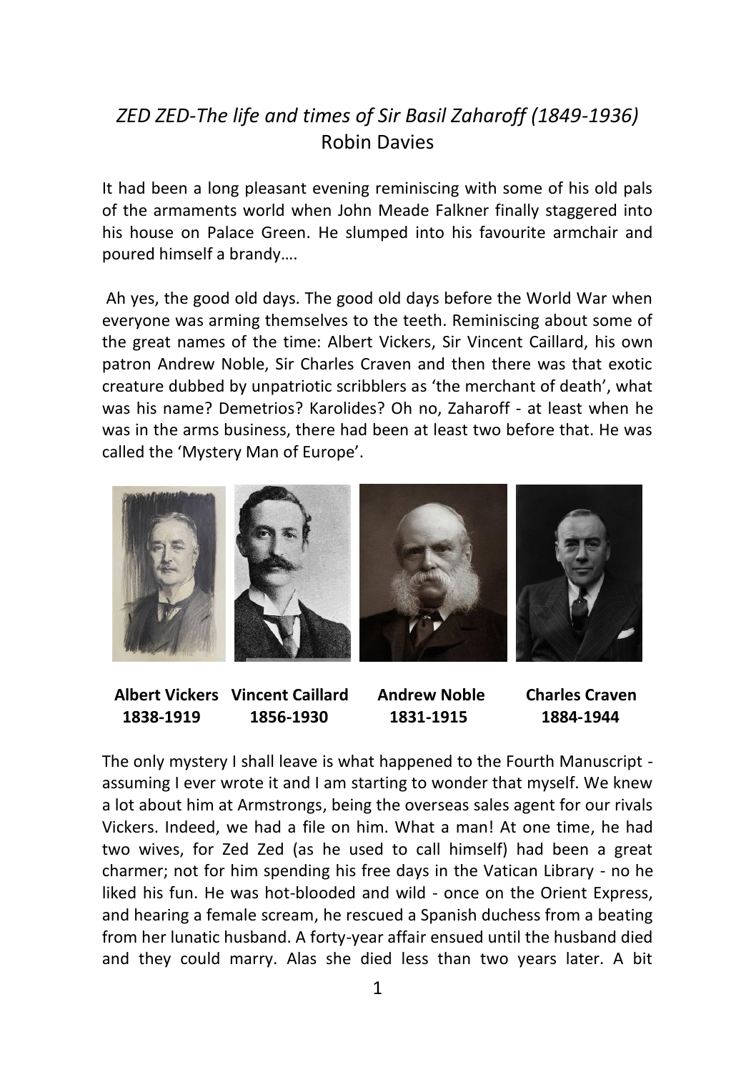*ZED ZED-The life and times of Sir Basil Zaharoff (1849-1936)*
Robin Davies

It had been a long pleasant evening reminiscing with some of his old pals of the armaments world when John Meade Falkner finally staggered into his house on Palace Green. He slumped into his favourite armchair and poured himself a brandy….

Ah yes, the good old days. The good old days before the World War when everyone was arming themselves to the teeth. Reminiscing about some of the great names of the time: Albert Vickers, Sir Vincent Caillard, his own patron Andrew Noble, Sir Charles Craven and then there was that exotic creature dubbed by unpatriotic scribblers as 'the merchant of death', what was his name? Demetrios? Karolides? Oh no, Zaharoff - at least when he was in the arms business, there had been at least two before that. He was called the 'Mystery Man of Europe'.

| **Albert Vickers** | **Vincent Caillard** | **Andrew Noble** | **Charles Craven** |
| --- | --- | --- | --- |
| **1838-1919** | **1856-1930** | **1831-1915** | **1884-1944** |

The only mystery I shall leave is what happened to the Fourth Manuscript - assuming I ever wrote it and I am starting to wonder that myself. We knew a lot about him at Armstrongs, being the overseas sales agent for our rivals Vickers. Indeed, we had a file on him. What a man! At one time, he had two wives, for Zed Zed (as he used to call himself) had been a great charmer; not for him spending his free days in the Vatican Library - no he liked his fun. He was hot-blooded and wild - once on the Orient Express, and hearing a female scream, he rescued a Spanish duchess from a beating from her lunatic husband. A forty-year affair ensued until the husband died and they could marry. Alas she died less than two years later. A bit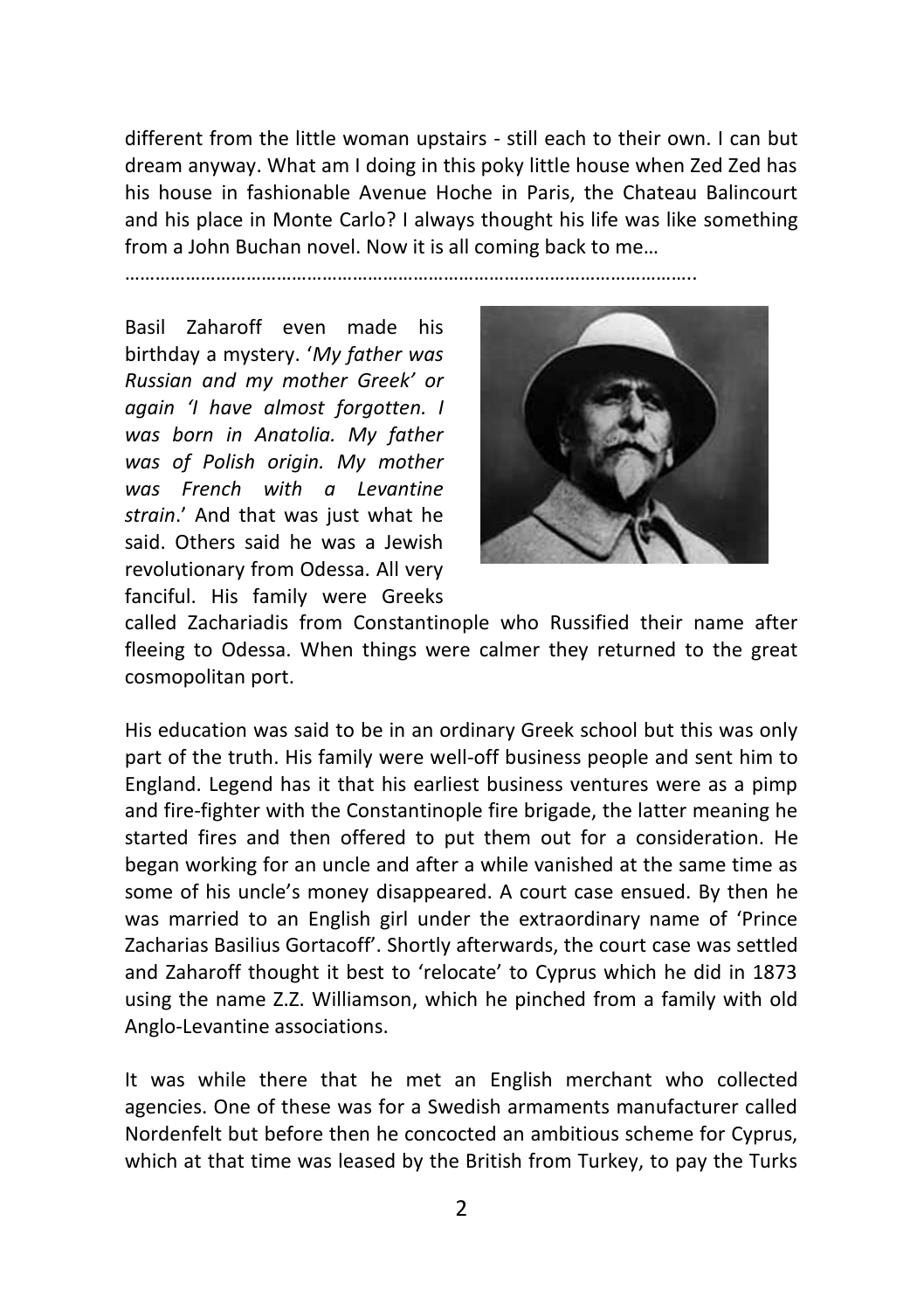different from the little woman upstairs - still each to their own. I can but dream anyway. What am I doing in this poky little house when Zed Zed has his house in fashionable Avenue Hoche in Paris, the Chateau Balincourt and his place in Monte Carlo? I always thought his life was like something from a John Buchan novel. Now it is all coming back to me…

…………………………………………………………………………………………………..

Basil Zaharoff even made his birthday a mystery. '*My father was Russian and my mother Greek' or again 'I have almost forgotten. I was born in Anatolia. My father was of Polish origin. My mother was French with a Levantine strain*.' And that was just what he said. Others said he was a Jewish revolutionary from Odessa. All very fanciful. His family were Greeks called Zachariadis from Constantinople who Russified their name after fleeing to Odessa. When things were calmer they returned to the great cosmopolitan port.

His education was said to be in an ordinary Greek school but this was only part of the truth. His family were well-off business people and sent him to England. Legend has it that his earliest business ventures were as a pimp and fire-fighter with the Constantinople fire brigade, the latter meaning he started fires and then offered to put them out for a consideration. He began working for an uncle and after a while vanished at the same time as some of his uncle's money disappeared. A court case ensued. By then he was married to an English girl under the extraordinary name of 'Prince Zacharias Basilius Gortacoff'. Shortly afterwards, the court case was settled and Zaharoff thought it best to 'relocate' to Cyprus which he did in 1873 using the name Z.Z. Williamson, which he pinched from a family with old Anglo-Levantine associations.

It was while there that he met an English merchant who collected agencies. One of these was for a Swedish armaments manufacturer called Nordenfelt but before then he concocted an ambitious scheme for Cyprus, which at that time was leased by the British from Turkey, to pay the Turks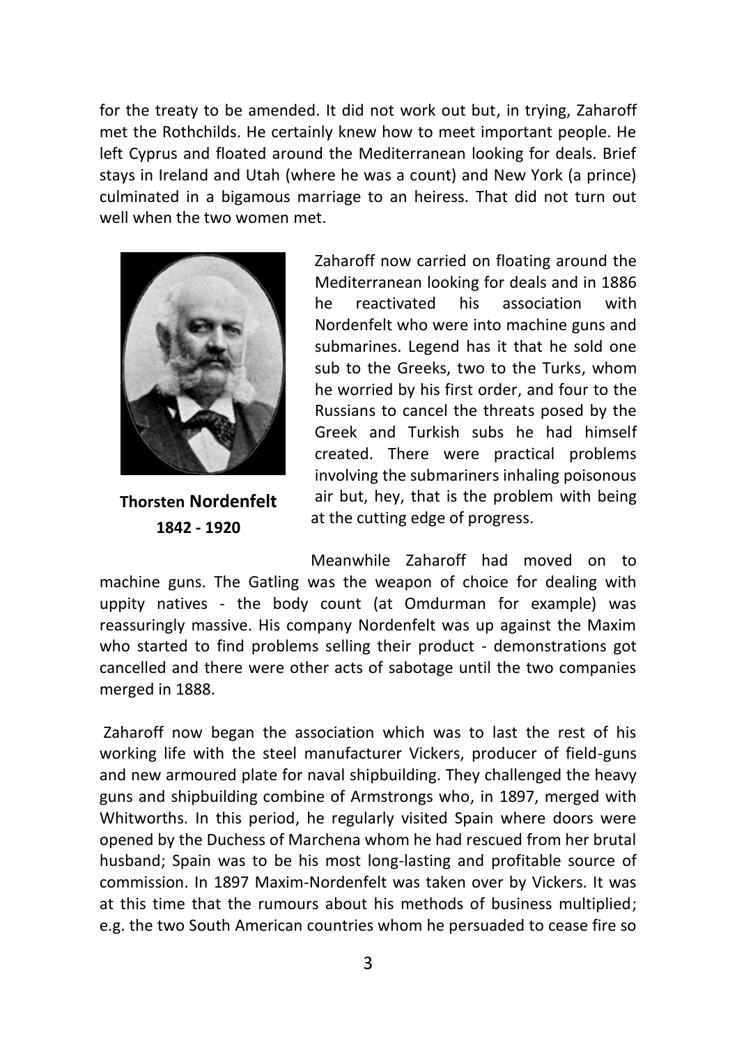for the treaty to be amended. It did not work out but, in trying, Zaharoff met the Rothchilds. He certainly knew how to meet important people. He left Cyprus and floated around the Mediterranean looking for deals. Brief stays in Ireland and Utah (where he was a count) and New York (a prince) culminated in a bigamous marriage to an heiress. That did not turn out well when the two women met.

**Thorsten Nordenfelt**
**1842 - 1920**

Zaharoff now carried on floating around the Mediterranean looking for deals and in 1886 he reactivated his association with Nordenfelt who were into machine guns and submarines. Legend has it that he sold one sub to the Greeks, two to the Turks, whom he worried by his first order, and four to the Russians to cancel the threats posed by the Greek and Turkish subs he had himself created. There were practical problems involving the submariners inhaling poisonous air but, hey, that is the problem with being at the cutting edge of progress.

Meanwhile Zaharoff had moved on to machine guns. The Gatling was the weapon of choice for dealing with uppity natives - the body count (at Omdurman for example) was reassuringly massive. His company Nordenfelt was up against the Maxim who started to find problems selling their product - demonstrations got cancelled and there were other acts of sabotage until the two companies merged in 1888.

Zaharoff now began the association which was to last the rest of his working life with the steel manufacturer Vickers, producer of field-guns and new armoured plate for naval shipbuilding. They challenged the heavy guns and shipbuilding combine of Armstrongs who, in 1897, merged with Whitworths. In this period, he regularly visited Spain where doors were opened by the Duchess of Marchena whom he had rescued from her brutal husband; Spain was to be his most long-lasting and profitable source of commission. In 1897 Maxim-Nordenfelt was taken over by Vickers. It was at this time that the rumours about his methods of business multiplied; e.g. the two South American countries whom he persuaded to cease fire so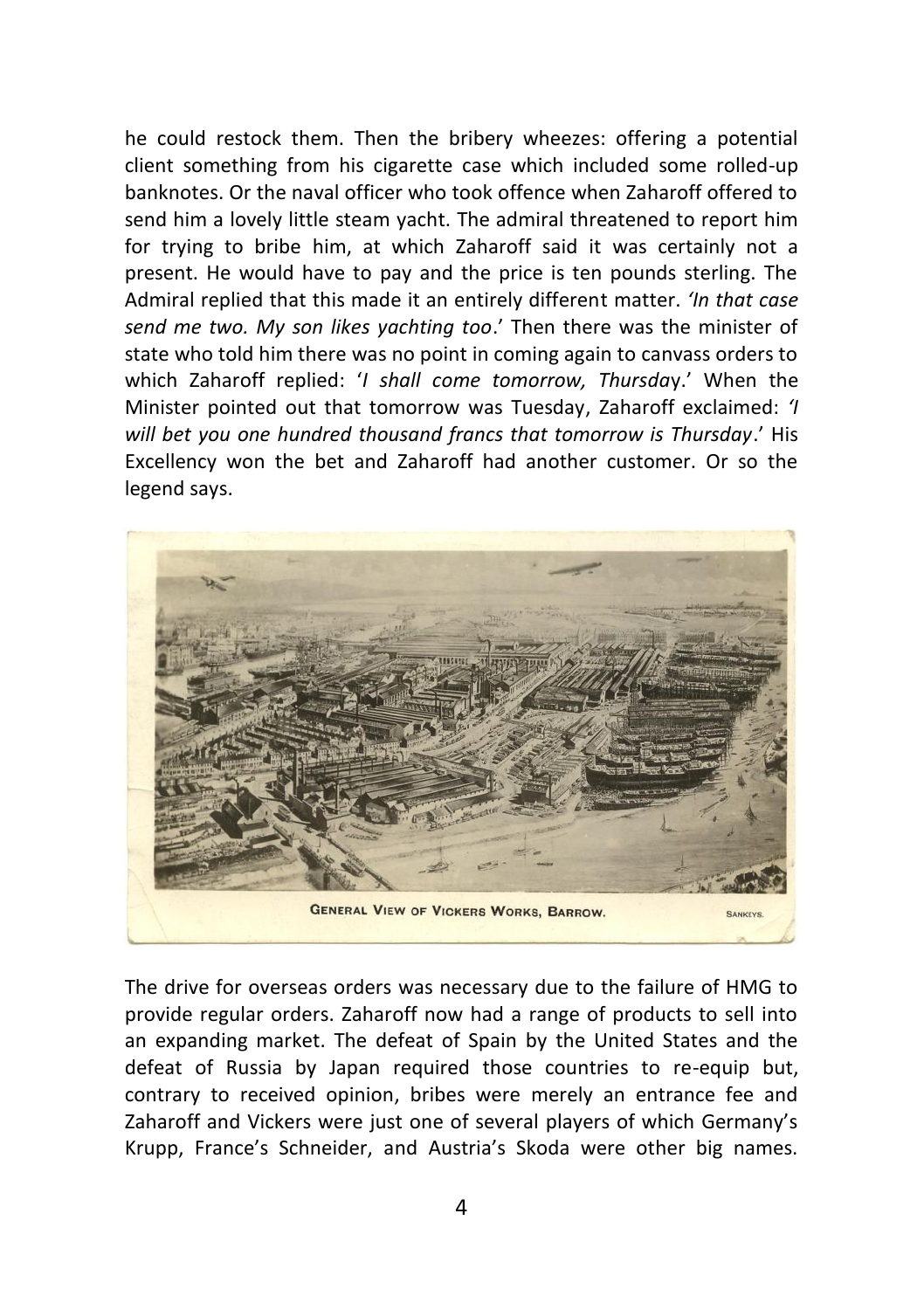he could restock them. Then the bribery wheezes: offering a potential client something from his cigarette case which included some rolled-up banknotes. Or the naval officer who took offence when Zaharoff offered to send him a lovely little steam yacht. The admiral threatened to report him for trying to bribe him, at which Zaharoff said it was certainly not a present. He would have to pay and the price is ten pounds sterling. The Admiral replied that this made it an entirely different matter. *'In that case send me two. My son likes yachting too*.' Then there was the minister of state who told him there was no point in coming again to canvass orders to which Zaharoff replied: '*I shall come tomorrow, Thursday*.' When the Minister pointed out that tomorrow was Tuesday, Zaharoff exclaimed: *'I will bet you one hundred thousand francs that tomorrow is Thursday*.' His Excellency won the bet and Zaharoff had another customer. Or so the legend says.

GENERAL VIEW OF VICKERS WORKS, BARROW.

The drive for overseas orders was necessary due to the failure of HMG to provide regular orders. Zaharoff now had a range of products to sell into an expanding market. The defeat of Spain by the United States and the defeat of Russia by Japan required those countries to re-equip but, contrary to received opinion, bribes were merely an entrance fee and Zaharoff and Vickers were just one of several players of which Germany's Krupp, France's Schneider, and Austria's Skoda were other big names.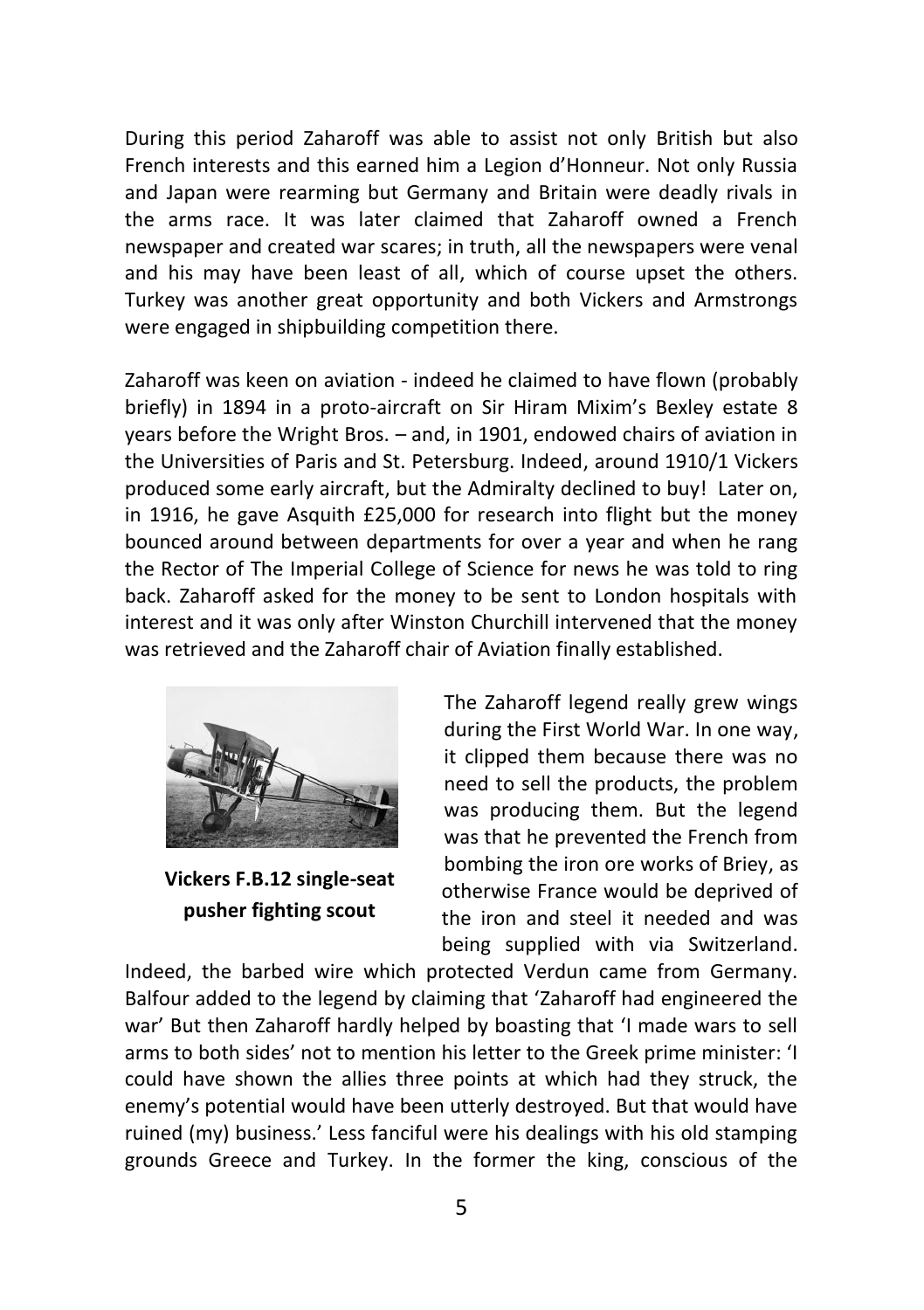During this period Zaharoff was able to assist not only British but also French interests and this earned him a Legion d'Honneur. Not only Russia and Japan were rearming but Germany and Britain were deadly rivals in the arms race. It was later claimed that Zaharoff owned a French newspaper and created war scares; in truth, all the newspapers were venal and his may have been least of all, which of course upset the others. Turkey was another great opportunity and both Vickers and Armstrongs were engaged in shipbuilding competition there.

Zaharoff was keen on aviation - indeed he claimed to have flown (probably briefly) in 1894 in a proto-aircraft on Sir Hiram Mixim's Bexley estate 8 years before the Wright Bros. – and, in 1901, endowed chairs of aviation in the Universities of Paris and St. Petersburg. Indeed, around 1910/1 Vickers produced some early aircraft, but the Admiralty declined to buy! Later on, in 1916, he gave Asquith £25,000 for research into flight but the money bounced around between departments for over a year and when he rang the Rector of The Imperial College of Science for news he was told to ring back. Zaharoff asked for the money to be sent to London hospitals with interest and it was only after Winston Churchill intervened that the money was retrieved and the Zaharoff chair of Aviation finally established.

**Vickers F.B.12 single-seat pusher fighting scout**

The Zaharoff legend really grew wings during the First World War. In one way, it clipped them because there was no need to sell the products, the problem was producing them. But the legend was that he prevented the French from bombing the iron ore works of Briey, as otherwise France would be deprived of the iron and steel it needed and was being supplied with via Switzerland. Indeed, the barbed wire which protected Verdun came from Germany. Balfour added to the legend by claiming that 'Zaharoff had engineered the war' But then Zaharoff hardly helped by boasting that 'I made wars to sell arms to both sides' not to mention his letter to the Greek prime minister: 'I could have shown the allies three points at which had they struck, the enemy's potential would have been utterly destroyed. But that would have ruined (my) business.' Less fanciful were his dealings with his old stamping grounds Greece and Turkey. In the former the king, conscious of the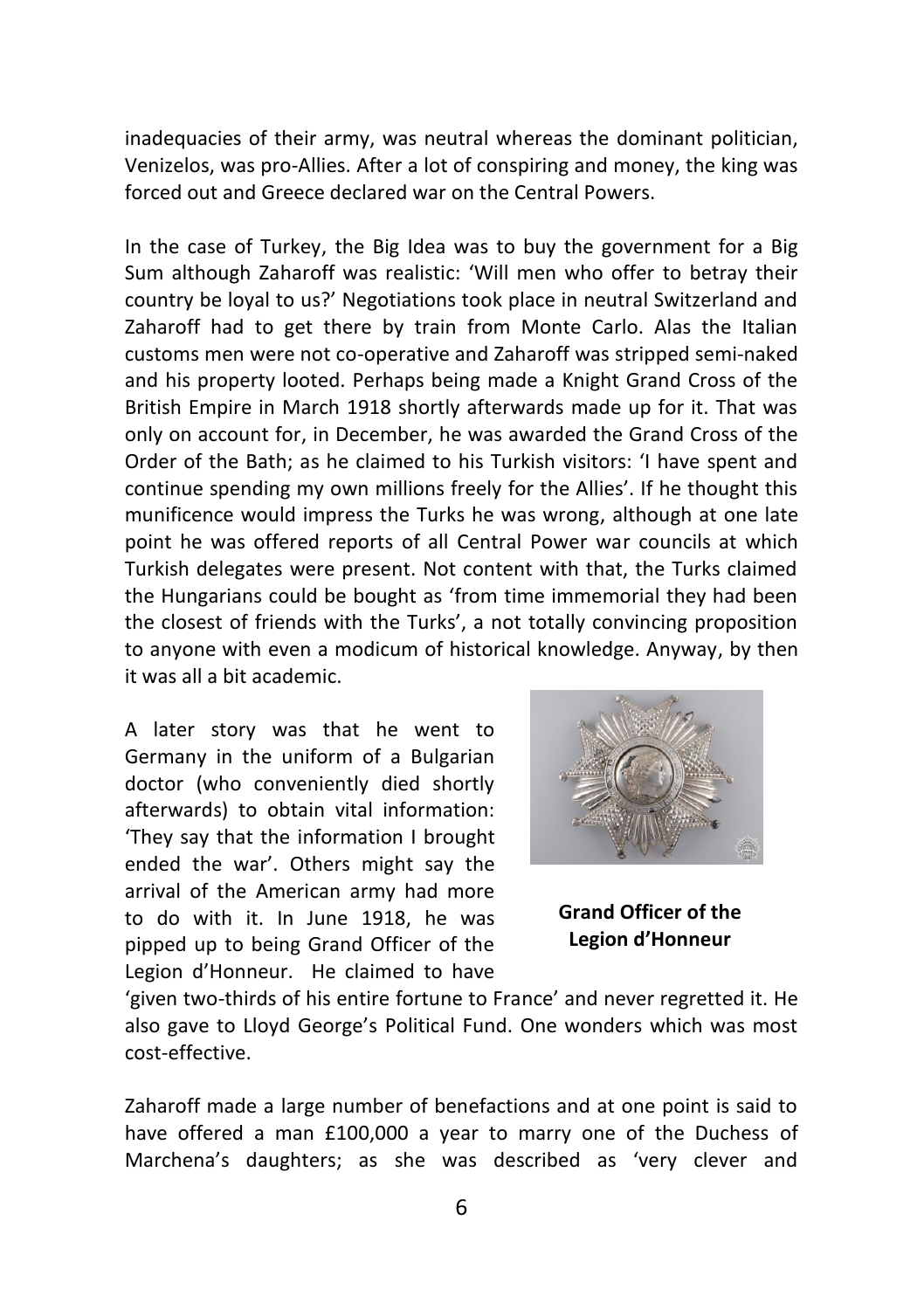inadequacies of their army, was neutral whereas the dominant politician, Venizelos, was pro-Allies. After a lot of conspiring and money, the king was forced out and Greece declared war on the Central Powers.

In the case of Turkey, the Big Idea was to buy the government for a Big Sum although Zaharoff was realistic: 'Will men who offer to betray their country be loyal to us?' Negotiations took place in neutral Switzerland and Zaharoff had to get there by train from Monte Carlo. Alas the Italian customs men were not co-operative and Zaharoff was stripped semi-naked and his property looted. Perhaps being made a Knight Grand Cross of the British Empire in March 1918 shortly afterwards made up for it. That was only on account for, in December, he was awarded the Grand Cross of the Order of the Bath; as he claimed to his Turkish visitors: 'I have spent and continue spending my own millions freely for the Allies'. If he thought this munificence would impress the Turks he was wrong, although at one late point he was offered reports of all Central Power war councils at which Turkish delegates were present. Not content with that, the Turks claimed the Hungarians could be bought as 'from time immemorial they had been the closest of friends with the Turks', a not totally convincing proposition to anyone with even a modicum of historical knowledge. Anyway, by then it was all a bit academic.

A later story was that he went to Germany in the uniform of a Bulgarian doctor (who conveniently died shortly afterwards) to obtain vital information: 'They say that the information I brought ended the war'. Others might say the arrival of the American army had more to do with it. In June 1918, he was pipped up to being Grand Officer of the Legion d'Honneur. He claimed to have 'given two-thirds of his entire fortune to France' and never regretted it. He also gave to Lloyd George's Political Fund. One wonders which was most cost-effective.

**Grand Officer of the Legion d'Honneur**

Zaharoff made a large number of benefactions and at one point is said to have offered a man £100,000 a year to marry one of the Duchess of Marchena's daughters; as she was described as 'very clever and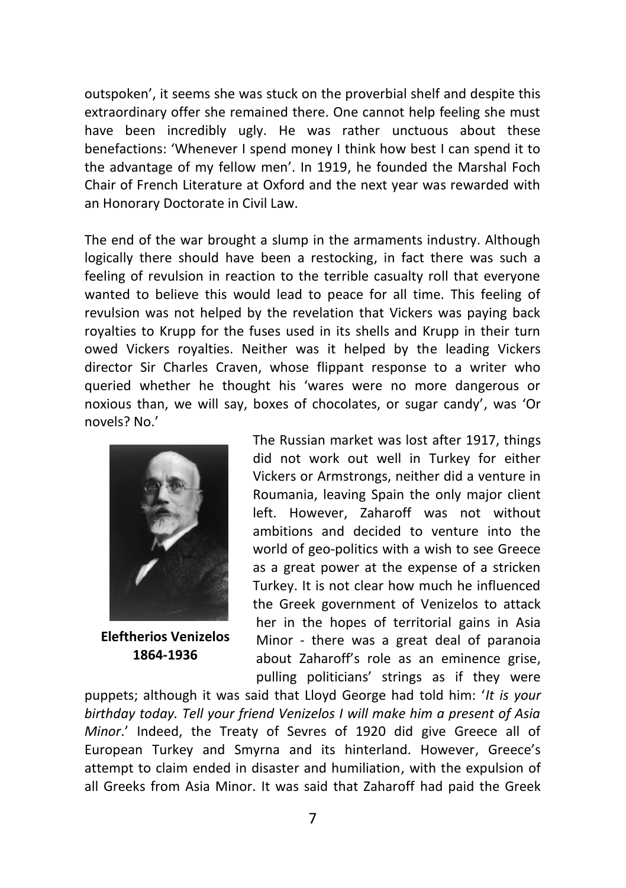outspoken', it seems she was stuck on the proverbial shelf and despite this extraordinary offer she remained there. One cannot help feeling she must have been incredibly ugly. He was rather unctuous about these benefactions: 'Whenever I spend money I think how best I can spend it to the advantage of my fellow men'. In 1919, he founded the Marshal Foch Chair of French Literature at Oxford and the next year was rewarded with an Honorary Doctorate in Civil Law.

The end of the war brought a slump in the armaments industry. Although logically there should have been a restocking, in fact there was such a feeling of revulsion in reaction to the terrible casualty roll that everyone wanted to believe this would lead to peace for all time. This feeling of revulsion was not helped by the revelation that Vickers was paying back royalties to Krupp for the fuses used in its shells and Krupp in their turn owed Vickers royalties. Neither was it helped by the leading Vickers director Sir Charles Craven, whose flippant response to a writer who queried whether he thought his 'wares were no more dangerous or noxious than, we will say, boxes of chocolates, or sugar candy', was 'Or novels? No.'

**Eleftherios Venizelos 1864-1936**

The Russian market was lost after 1917, things did not work out well in Turkey for either Vickers or Armstrongs, neither did a venture in Roumania, leaving Spain the only major client left. However, Zaharoff was not without ambitions and decided to venture into the world of geo-politics with a wish to see Greece as a great power at the expense of a stricken Turkey. It is not clear how much he influenced the Greek government of Venizelos to attack her in the hopes of territorial gains in Asia Minor - there was a great deal of paranoia about Zaharoff's role as an eminence grise, pulling politicians' strings as if they were puppets; although it was said that Lloyd George had told him: '*It is your birthday today. Tell your friend Venizelos I will make him a present of Asia Minor*.' Indeed, the Treaty of Sevres of 1920 did give Greece all of European Turkey and Smyrna and its hinterland. However, Greece's attempt to claim ended in disaster and humiliation, with the expulsion of all Greeks from Asia Minor. It was said that Zaharoff had paid the Greek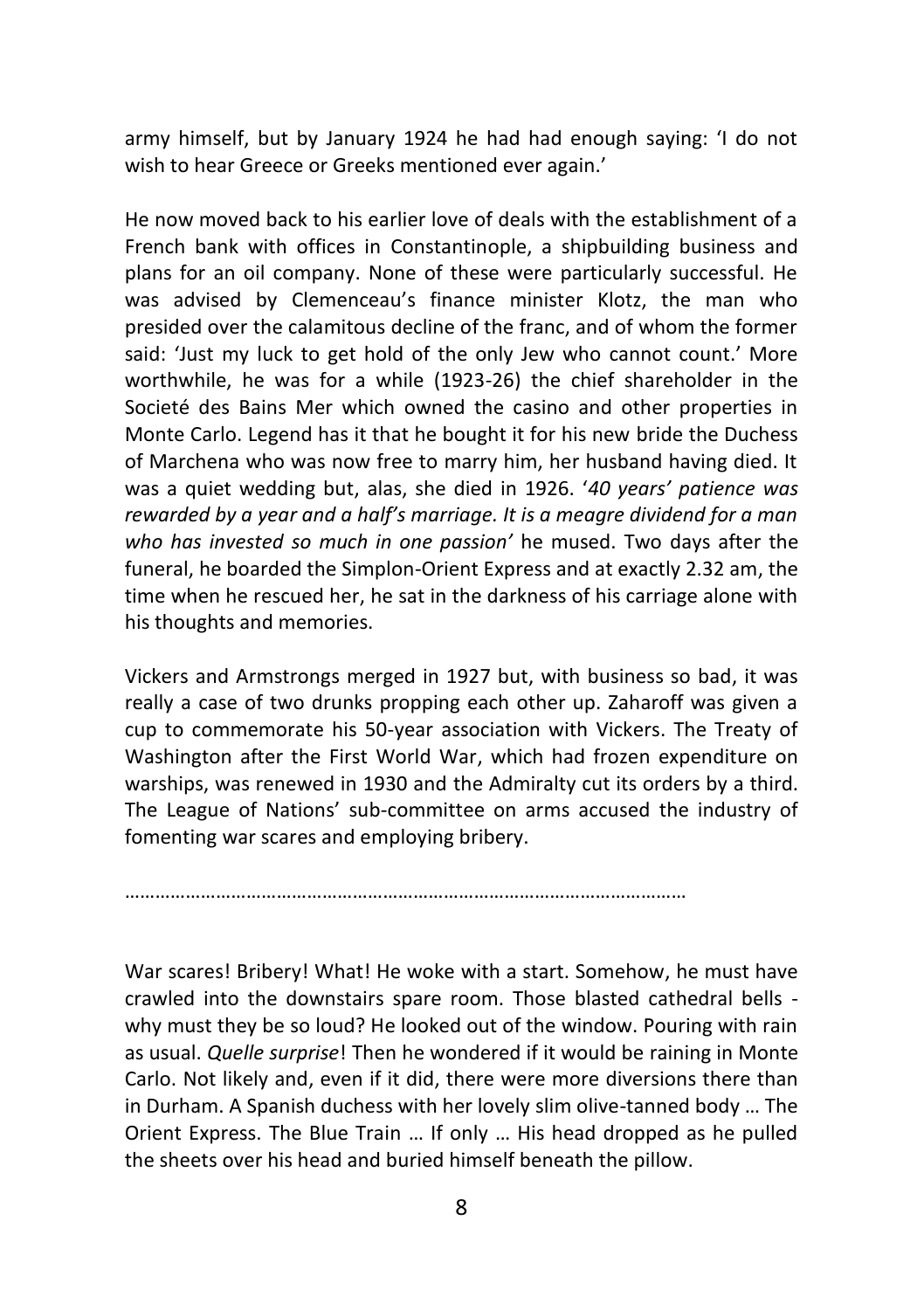army himself, but by January 1924 he had had enough saying: 'I do not wish to hear Greece or Greeks mentioned ever again.'

He now moved back to his earlier love of deals with the establishment of a French bank with offices in Constantinople, a shipbuilding business and plans for an oil company. None of these were particularly successful. He was advised by Clemenceau's finance minister Klotz, the man who presided over the calamitous decline of the franc, and of whom the former said: 'Just my luck to get hold of the only Jew who cannot count.' More worthwhile, he was for a while (1923-26) the chief shareholder in the Societé des Bains Mer which owned the casino and other properties in Monte Carlo. Legend has it that he bought it for his new bride the Duchess of Marchena who was now free to marry him, her husband having died. It was a quiet wedding but, alas, she died in 1926. '*40 years' patience was rewarded by a year and a half's marriage. It is a meagre dividend for a man who has invested so much in one passion'* he mused. Two days after the funeral, he boarded the Simplon-Orient Express and at exactly 2.32 am, the time when he rescued her, he sat in the darkness of his carriage alone with his thoughts and memories.

Vickers and Armstrongs merged in 1927 but, with business so bad, it was really a case of two drunks propping each other up. Zaharoff was given a cup to commemorate his 50-year association with Vickers. The Treaty of Washington after the First World War, which had frozen expenditure on warships, was renewed in 1930 and the Admiralty cut its orders by a third. The League of Nations' sub-committee on arms accused the industry of fomenting war scares and employing bribery.

…………………………………………………………………………………………

War scares! Bribery! What! He woke with a start. Somehow, he must have crawled into the downstairs spare room. Those blasted cathedral bells - why must they be so loud? He looked out of the window. Pouring with rain as usual. *Quelle surprise*! Then he wondered if it would be raining in Monte Carlo. Not likely and, even if it did, there were more diversions there than in Durham. A Spanish duchess with her lovely slim olive-tanned body … The Orient Express. The Blue Train … If only … His head dropped as he pulled the sheets over his head and buried himself beneath the pillow.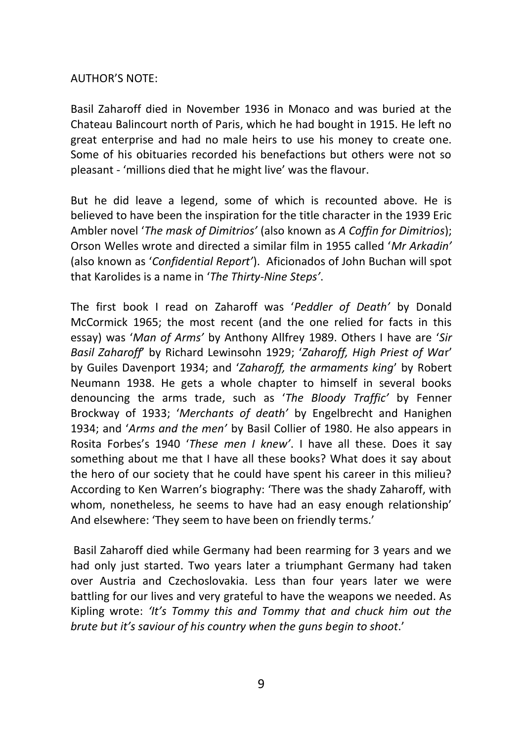AUTHOR'S NOTE:

Basil Zaharoff died in November 1936 in Monaco and was buried at the Chateau Balincourt north of Paris, which he had bought in 1915. He left no great enterprise and had no male heirs to use his money to create one. Some of his obituaries recorded his benefactions but others were not so pleasant - 'millions died that he might live' was the flavour.

But he did leave a legend, some of which is recounted above. He is believed to have been the inspiration for the title character in the 1939 Eric Ambler novel '*The mask of Dimitrios'* (also known as *A Coffin for Dimitrios*); Orson Welles wrote and directed a similar film in 1955 called '*Mr Arkadin'* (also known as '*Confidential Report'*). Aficionados of John Buchan will spot that Karolides is a name in '*The Thirty-Nine Steps'*.

The first book I read on Zaharoff was '*Peddler of Death'* by Donald McCormick 1965; the most recent (and the one relied for facts in this essay) was '*Man of Arms'* by Anthony Allfrey 1989. Others I have are '*Sir Basil Zaharoff*' by Richard Lewinsohn 1929; '*Zaharoff, High Priest of War*' by Guiles Davenport 1934; and '*Zaharoff, the armaments king*' by Robert Neumann 1938. He gets a whole chapter to himself in several books denouncing the arms trade, such as '*The Bloody Traffic'* by Fenner Brockway of 1933; '*Merchants of death'* by Engelbrecht and Hanighen 1934; and '*Arms and the men'* by Basil Collier of 1980. He also appears in Rosita Forbes's 1940 '*These men I knew'*. I have all these. Does it say something about me that I have all these books? What does it say about the hero of our society that he could have spent his career in this milieu? According to Ken Warren's biography: 'There was the shady Zaharoff, with whom, nonetheless, he seems to have had an easy enough relationship' And elsewhere: 'They seem to have been on friendly terms.'

Basil Zaharoff died while Germany had been rearming for 3 years and we had only just started. Two years later a triumphant Germany had taken over Austria and Czechoslovakia. Less than four years later we were battling for our lives and very grateful to have the weapons we needed. As Kipling wrote: *'It's Tommy this and Tommy that and chuck him out the brute but it's saviour of his country when the guns begin to shoot*.'